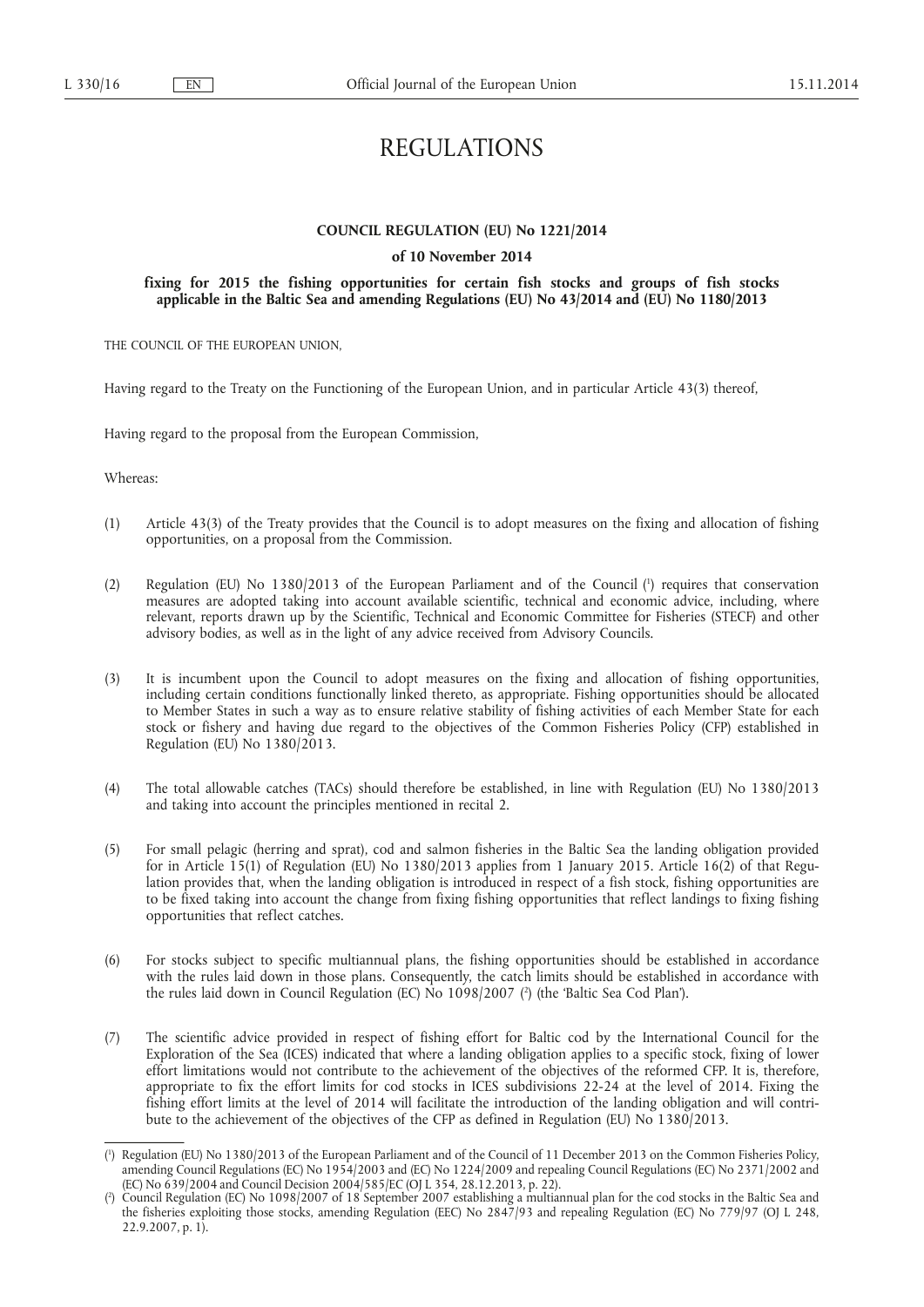# REGULATIONS

**COUNCIL REGULATION (EU) No 1221/2014**

**of 10 November 2014**

**fixing for 2015 the fishing opportunities for certain fish stocks and groups of fish stocks applicable in the Baltic Sea and amending Regulations (EU) No 43/2014 and (EU) No 1180/2013**

THE COUNCIL OF THE EUROPEAN UNION,

Having regard to the Treaty on the Functioning of the European Union, and in particular Article 43(3) thereof,

Having regard to the proposal from the European Commission,

Whereas:

(1) Article 43(3) of the Treaty provides that the Council is to adopt measures on the fixing and allocation of fishing opportunities, on a proposal from the Commission.

(2) Regulation (EU) No 1380/2013 of the European Parliament and of the Council [1] requires that conservation measures are adopted taking into account available scientific, technical and economic advice, including, where relevant, reports drawn up by the Scientific, Technical and Economic Committee for Fisheries (STECF) and other advisory bodies, as well as in the light of any advice received from Advisory Councils.

(3) It is incumbent upon the Council to adopt measures on the fixing and allocation of fishing opportunities, including certain conditions functionally linked thereto, as appropriate. Fishing opportunities should be allocated to Member States in such a way as to ensure relative stability of fishing activities of each Member State for each stock or fishery and having due regard to the objectives of the Common Fisheries Policy (CFP) established in Regulation (EU) No 1380/2013.

(4) The total allowable catches (TACs) should therefore be established, in line with Regulation (EU) No 1380/2013 and taking into account the principles mentioned in recital 2.

(5) For small pelagic (herring and sprat), cod and salmon fisheries in the Baltic Sea the landing obligation provided for in Article 15(1) of Regulation (EU) No 1380/2013 applies from 1 January 2015. Article 16(2) of that Regulation provides that, when the landing obligation is introduced in respect of a fish stock, fishing opportunities are to be fixed taking into account the change from fixing fishing opportunities that reflect landings to fixing fishing opportunities that reflect catches.

(6) For stocks subject to specific multiannual plans, the fishing opportunities should be established in accordance with the rules laid down in those plans. Consequently, the catch limits should be established in accordance with the rules laid down in Council Regulation (EC) No 1098/2007 [2] (the 'Baltic Sea Cod Plan').

(7) The scientific advice provided in respect of fishing effort for Baltic cod by the International Council for the Exploration of the Sea (ICES) indicated that where a landing obligation applies to a specific stock, fixing of lower effort limitations would not contribute to the achievement of the objectives of the reformed CFP. It is, therefore, appropriate to fix the effort limits for cod stocks in ICES subdivisions 22-24 at the level of 2014. Fixing the fishing effort limits at the level of 2014 will facilitate the introduction of the landing obligation and will contribute to the achievement of the objectives of the CFP as defined in Regulation (EU) No 1380/2013.

---

[1] Regulation (EU) No 1380/2013 of the European Parliament and of the Council of 11 December 2013 on the Common Fisheries Policy, amending Council Regulations (EC) No 1954/2003 and (EC) No 1224/2009 and repealing Council Regulations (EC) No 2371/2002 and (EC) No 639/2004 and Council Decision 2004/585/EC (OJ L 354, 28.12.2013, p. 22).

[2] Council Regulation (EC) No 1098/2007 of 18 September 2007 establishing a multiannual plan for the cod stocks in the Baltic Sea and the fisheries exploiting those stocks, amending Regulation (EEC) No 2847/93 and repealing Regulation (EC) No 779/97 (OJ L 248, 22.9.2007, p. 1).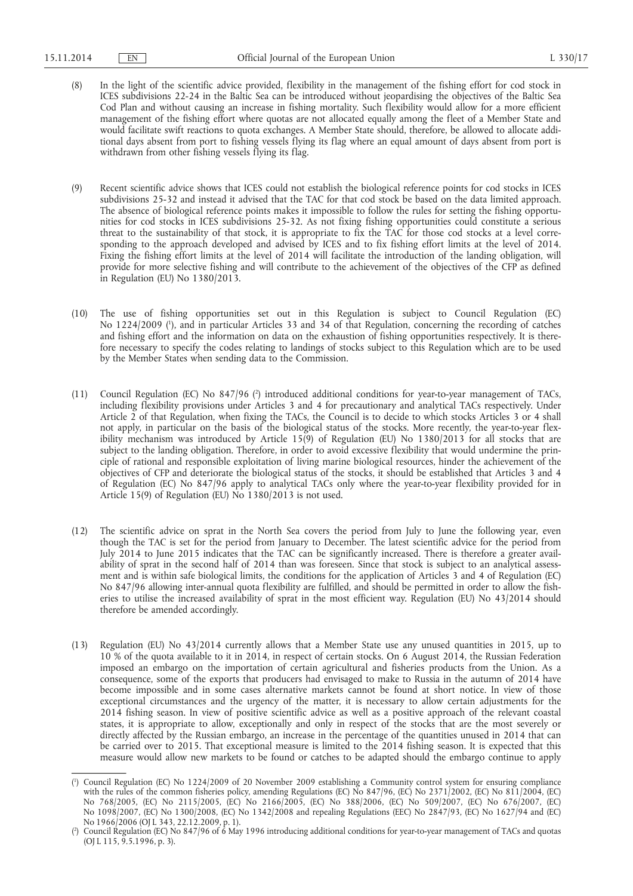(8) In the light of the scientific advice provided, flexibility in the management of the fishing effort for cod stock in ICES subdivisions 22-24 in the Baltic Sea can be introduced without jeopardising the objectives of the Baltic Sea Cod Plan and without causing an increase in fishing mortality. Such flexibility would allow for a more efficient management of the fishing effort where quotas are not allocated equally among the fleet of a Member State and would facilitate swift reactions to quota exchanges. A Member State should, therefore, be allowed to allocate additional days absent from port to fishing vessels flying its flag where an equal amount of days absent from port is withdrawn from other fishing vessels flying its flag.

(9) Recent scientific advice shows that ICES could not establish the biological reference points for cod stocks in ICES subdivisions 25-32 and instead it advised that the TAC for that cod stock be based on the data limited approach. The absence of biological reference points makes it impossible to follow the rules for setting the fishing opportunities for cod stocks in ICES subdivisions 25-32. As not fixing fishing opportunities could constitute a serious threat to the sustainability of that stock, it is appropriate to fix the TAC for those cod stocks at a level corresponding to the approach developed and advised by ICES and to fix fishing effort limits at the level of 2014. Fixing the fishing effort limits at the level of 2014 will facilitate the introduction of the landing obligation, will provide for more selective fishing and will contribute to the achievement of the objectives of the CFP as defined in Regulation (EU) No 1380/2013.

(10) The use of fishing opportunities set out in this Regulation is subject to Council Regulation (EC) No 1224/2009 [1], and in particular Articles 33 and 34 of that Regulation, concerning the recording of catches and fishing effort and the information on data on the exhaustion of fishing opportunities respectively. It is therefore necessary to specify the codes relating to landings of stocks subject to this Regulation which are to be used by the Member States when sending data to the Commission.

(11) Council Regulation (EC) No 847/96 [2] introduced additional conditions for year-to-year management of TACs, including flexibility provisions under Articles 3 and 4 for precautionary and analytical TACs respectively. Under Article 2 of that Regulation, when fixing the TACs, the Council is to decide to which stocks Articles 3 or 4 shall not apply, in particular on the basis of the biological status of the stocks. More recently, the year-to-year flexibility mechanism was introduced by Article 15(9) of Regulation (EU) No 1380/2013 for all stocks that are subject to the landing obligation. Therefore, in order to avoid excessive flexibility that would undermine the principle of rational and responsible exploitation of living marine biological resources, hinder the achievement of the objectives of CFP and deteriorate the biological status of the stocks, it should be established that Articles 3 and 4 of Regulation (EC) No 847/96 apply to analytical TACs only where the year-to-year flexibility provided for in Article 15(9) of Regulation (EU) No 1380/2013 is not used.

(12) The scientific advice on sprat in the North Sea covers the period from July to June the following year, even though the TAC is set for the period from January to December. The latest scientific advice for the period from July 2014 to June 2015 indicates that the TAC can be significantly increased. There is therefore a greater availability of sprat in the second half of 2014 than was foreseen. Since that stock is subject to an analytical assessment and is within safe biological limits, the conditions for the application of Articles 3 and 4 of Regulation (EC) No 847/96 allowing inter-annual quota flexibility are fulfilled, and should be permitted in order to allow the fisheries to utilise the increased availability of sprat in the most efficient way. Regulation (EU) No 43/2014 should therefore be amended accordingly.

(13) Regulation (EU) No 43/2014 currently allows that a Member State use any unused quantities in 2015, up to 10 % of the quota available to it in 2014, in respect of certain stocks. On 6 August 2014, the Russian Federation imposed an embargo on the importation of certain agricultural and fisheries products from the Union. As a consequence, some of the exports that producers had envisaged to make to Russia in the autumn of 2014 have become impossible and in some cases alternative markets cannot be found at short notice. In view of those exceptional circumstances and the urgency of the matter, it is necessary to allow certain adjustments for the 2014 fishing season. In view of positive scientific advice as well as a positive approach of the relevant coastal states, it is appropriate to allow, exceptionally and only in respect of the stocks that are the most severely or directly affected by the Russian embargo, an increase in the percentage of the quantities unused in 2014 that can be carried over to 2015. That exceptional measure is limited to the 2014 fishing season. It is expected that this measure would allow new markets to be found or catches to be adapted should the embargo continue to apply

---

[1] Council Regulation (EC) No 1224/2009 of 20 November 2009 establishing a Community control system for ensuring compliance with the rules of the common fisheries policy, amending Regulations (EC) No 847/96, (EC) No 2371/2002, (EC) No 811/2004, (EC) No 768/2005, (EC) No 2115/2005, (EC) No 2166/2005, (EC) No 388/2006, (EC) No 509/2007, (EC) No 676/2007, (EC) No 1098/2007, (EC) No 1300/2008, (EC) No 1342/2008 and repealing Regulations (EEC) No 2847/93, (EC) No 1627/94 and (EC) No 1966/2006 (OJ L 343, 22.12.2009, p. 1).

[2] Council Regulation (EC) No 847/96 of 6 May 1996 introducing additional conditions for year-to-year management of TACs and quotas (OJ L 115, 9.5.1996, p. 3).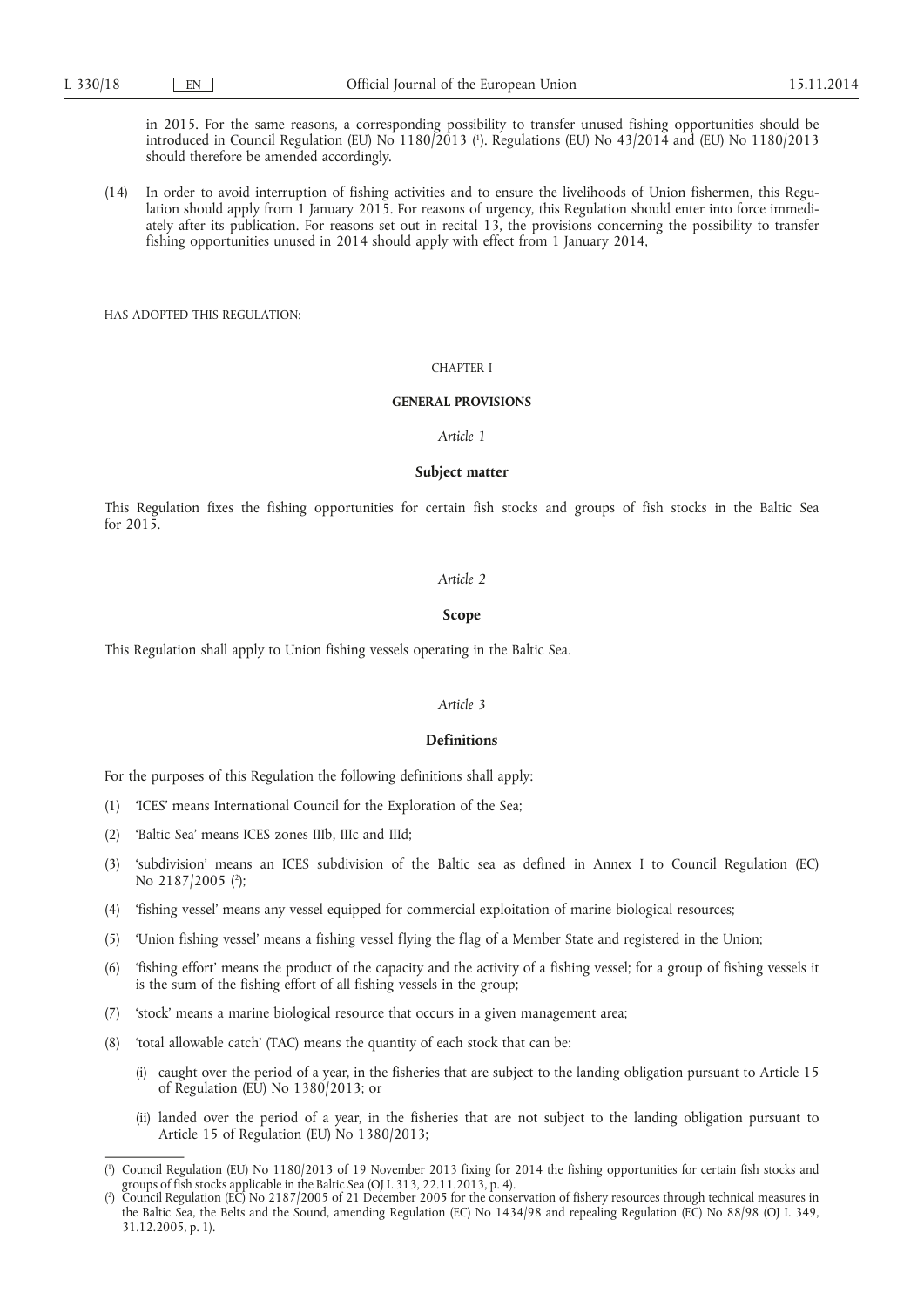in 2015. For the same reasons, a corresponding possibility to transfer unused fishing opportunities should be introduced in Council Regulation (EU) No 1180/2013 [1]. Regulations (EU) No 43/2014 and (EU) No 1180/2013 should therefore be amended accordingly.

(14) In order to avoid interruption of fishing activities and to ensure the livelihoods of Union fishermen, this Regulation should apply from 1 January 2015. For reasons of urgency, this Regulation should enter into force immediately after its publication. For reasons set out in recital 13, the provisions concerning the possibility to transfer fishing opportunities unused in 2014 should apply with effect from 1 January 2014,

HAS ADOPTED THIS REGULATION:

CHAPTER I

**GENERAL PROVISIONS**

*Article 1*

**Subject matter**

This Regulation fixes the fishing opportunities for certain fish stocks and groups of fish stocks in the Baltic Sea for 2015.

*Article 2*

**Scope**

This Regulation shall apply to Union fishing vessels operating in the Baltic Sea.

*Article 3*

**Definitions**

For the purposes of this Regulation the following definitions shall apply:

(1) 'ICES' means International Council for the Exploration of the Sea;

(2) 'Baltic Sea' means ICES zones IIIb, IIIc and IIId;

(3) 'subdivision' means an ICES subdivision of the Baltic sea as defined in Annex I to Council Regulation (EC) No 2187/2005 [2];

(4) 'fishing vessel' means any vessel equipped for commercial exploitation of marine biological resources;

(5) 'Union fishing vessel' means a fishing vessel flying the flag of a Member State and registered in the Union;

(6) 'fishing effort' means the product of the capacity and the activity of a fishing vessel; for a group of fishing vessels it is the sum of the fishing effort of all fishing vessels in the group;

(7) 'stock' means a marine biological resource that occurs in a given management area;

(8) 'total allowable catch' (TAC) means the quantity of each stock that can be:

(i) caught over the period of a year, in the fisheries that are subject to the landing obligation pursuant to Article 15 of Regulation (EU) No 1380/2013; or

(ii) landed over the period of a year, in the fisheries that are not subject to the landing obligation pursuant to Article 15 of Regulation (EU) No 1380/2013;

---

[1] Council Regulation (EU) No 1180/2013 of 19 November 2013 fixing for 2014 the fishing opportunities for certain fish stocks and groups of fish stocks applicable in the Baltic Sea (OJ L 313, 22.11.2013, p. 4).

[2] Council Regulation (EC) No 2187/2005 of 21 December 2005 for the conservation of fishery resources through technical measures in the Baltic Sea, the Belts and the Sound, amending Regulation (EC) No 1434/98 and repealing Regulation (EC) No 88/98 (OJ L 349, 31.12.2005, p. 1).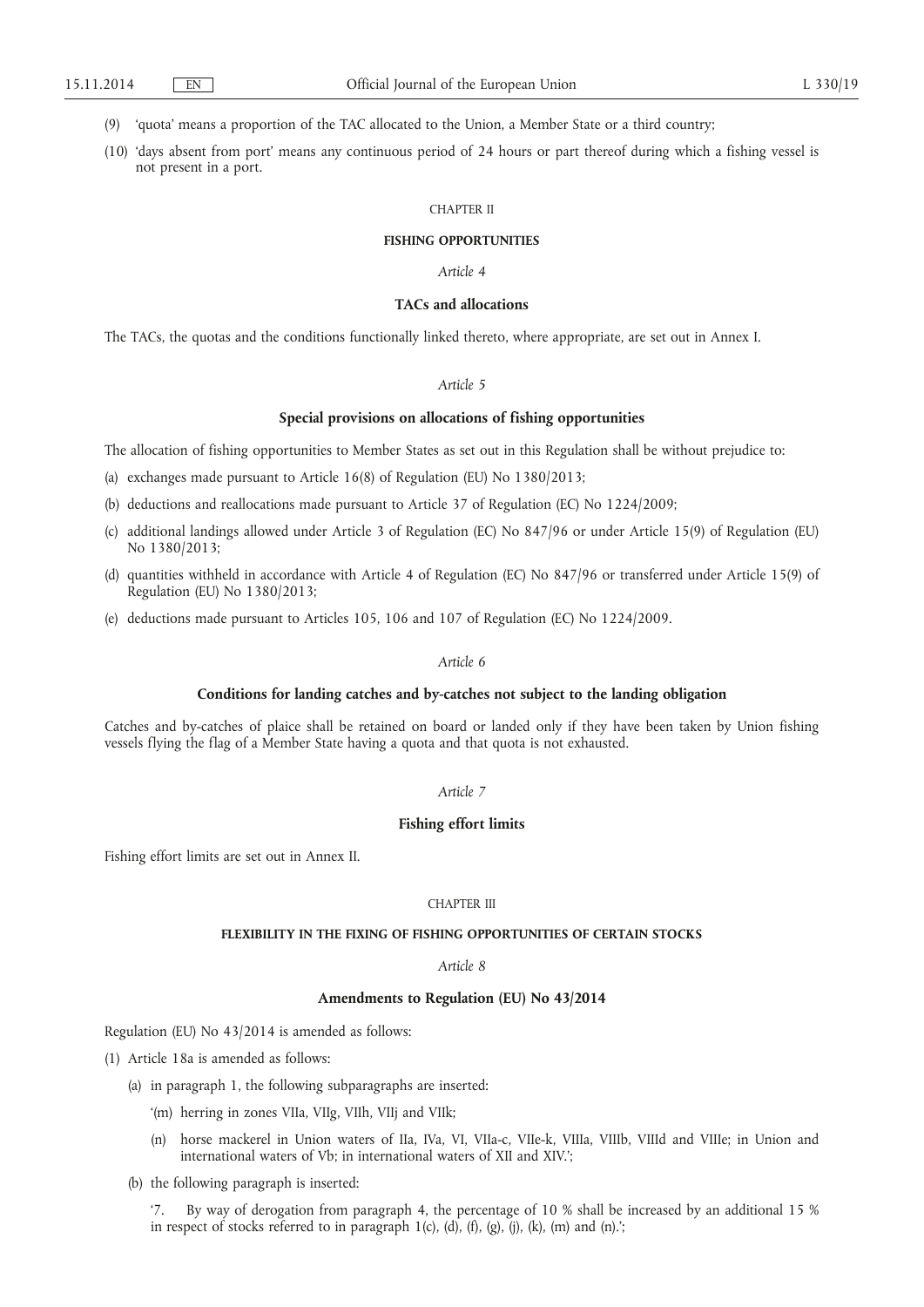(9) 'quota' means a proportion of the TAC allocated to the Union, a Member State or a third country;

(10) 'days absent from port' means any continuous period of 24 hours or part thereof during which a fishing vessel is not present in a port.

CHAPTER II

**FISHING OPPORTUNITIES**

*Article 4*

**TACs and allocations**

The TACs, the quotas and the conditions functionally linked thereto, where appropriate, are set out in Annex I.

*Article 5*

**Special provisions on allocations of fishing opportunities**

The allocation of fishing opportunities to Member States as set out in this Regulation shall be without prejudice to:

(a) exchanges made pursuant to Article 16(8) of Regulation (EU) No 1380/2013;

(b) deductions and reallocations made pursuant to Article 37 of Regulation (EC) No 1224/2009;

(c) additional landings allowed under Article 3 of Regulation (EC) No 847/96 or under Article 15(9) of Regulation (EU) No 1380/2013;

(d) quantities withheld in accordance with Article 4 of Regulation (EC) No 847/96 or transferred under Article 15(9) of Regulation (EU) No 1380/2013;

(e) deductions made pursuant to Articles 105, 106 and 107 of Regulation (EC) No 1224/2009.

*Article 6*

**Conditions for landing catches and by-catches not subject to the landing obligation**

Catches and by-catches of plaice shall be retained on board or landed only if they have been taken by Union fishing vessels flying the flag of a Member State having a quota and that quota is not exhausted.

*Article 7*

**Fishing effort limits**

Fishing effort limits are set out in Annex II.

CHAPTER III

**FLEXIBILITY IN THE FIXING OF FISHING OPPORTUNITIES OF CERTAIN STOCKS**

*Article 8*

**Amendments to Regulation (EU) No 43/2014**

Regulation (EU) No 43/2014 is amended as follows:

(1) Article 18a is amended as follows:

   (a) in paragraph 1, the following subparagraphs are inserted:

      '(m) herring in zones VIIa, VIIg, VIIh, VIIj and VIIk;

      (n) horse mackerel in Union waters of IIa, IVa, VI, VIIa-c, VIIe-k, VIIIa, VIIIb, VIIId and VIIIe; in Union and international waters of Vb; in international waters of XII and XIV.';

   (b) the following paragraph is inserted:

      '7. By way of derogation from paragraph 4, the percentage of 10 % shall be increased by an additional 15 % in respect of stocks referred to in paragraph 1(c), (d), (f), (g), (j), (k), (m) and (n).';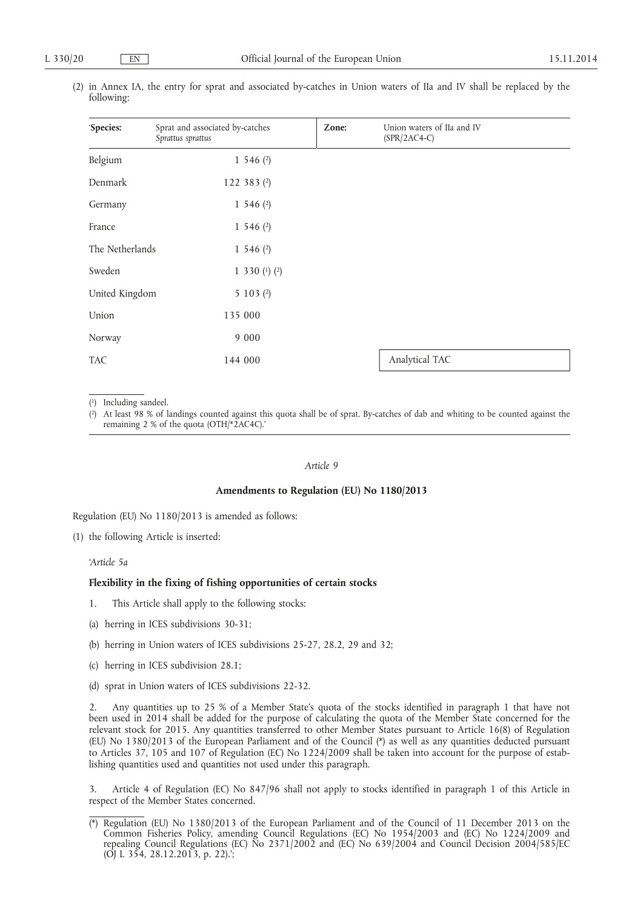(2) in Annex IA, the entry for sprat and associated by-catches in Union waters of IIa and IV shall be replaced by the following:

| 'Species: | Sprat and associated by-catches *Sprattus sprattus* | Zone: | Union waters of IIa and IV (SPR/2AC4-C) |
|---|---|---|---|
| Belgium | 1 546 [2] | | |
| Denmark | 122 383 [2] | | |
| Germany | 1 546 [2] | | |
| France | 1 546 [2] | | |
| The Netherlands | 1 546 [2] | | |
| Sweden | 1 330 [1] [2] | | |
| United Kingdom | 5 103 [2] | | |
| Union | 135 000 | | |
| Norway | 9 000 | | |
| TAC | 144 000 | | Analytical TAC |

[1] Including sandeel.

[2] At least 98 % of landings counted against this quota shall be of sprat. By-catches of dab and whiting to be counted against the remaining 2 % of the quota (OTH/*2AC4C).'

*Article 9*

**Amendments to Regulation (EU) No 1180/2013**

Regulation (EU) No 1180/2013 is amended as follows:

(1) the following Article is inserted:

'*Article 5a*

**Flexibility in the fixing of fishing opportunities of certain stocks**

1. This Article shall apply to the following stocks:

(a) herring in ICES subdivisions 30-31;

(b) herring in Union waters of ICES subdivisions 25-27, 28.2, 29 and 32;

(c) herring in ICES subdivision 28.1;

(d) sprat in Union waters of ICES subdivisions 22-32.

2. Any quantities up to 25 % of a Member State's quota of the stocks identified in paragraph 1 that have not been used in 2014 shall be added for the purpose of calculating the quota of the Member State concerned for the relevant stock for 2015. Any quantities transferred to other Member States pursuant to Article 16(8) of Regulation (EU) No 1380/2013 of the European Parliament and of the Council (*) as well as any quantities deducted pursuant to Articles 37, 105 and 107 of Regulation (EC) No 1224/2009 shall be taken into account for the purpose of establishing quantities used and quantities not used under this paragraph.

3. Article 4 of Regulation (EC) No 847/96 shall not apply to stocks identified in paragraph 1 of this Article in respect of the Member States concerned.

(*) Regulation (EU) No 1380/2013 of the European Parliament and of the Council of 11 December 2013 on the Common Fisheries Policy, amending Council Regulations (EC) No 1954/2003 and (EC) No 1224/2009 and repealing Council Regulations (EC) No 2371/2002 and (EC) No 639/2004 and Council Decision 2004/585/EC (OJ L 354, 28.12.2013, p. 22).';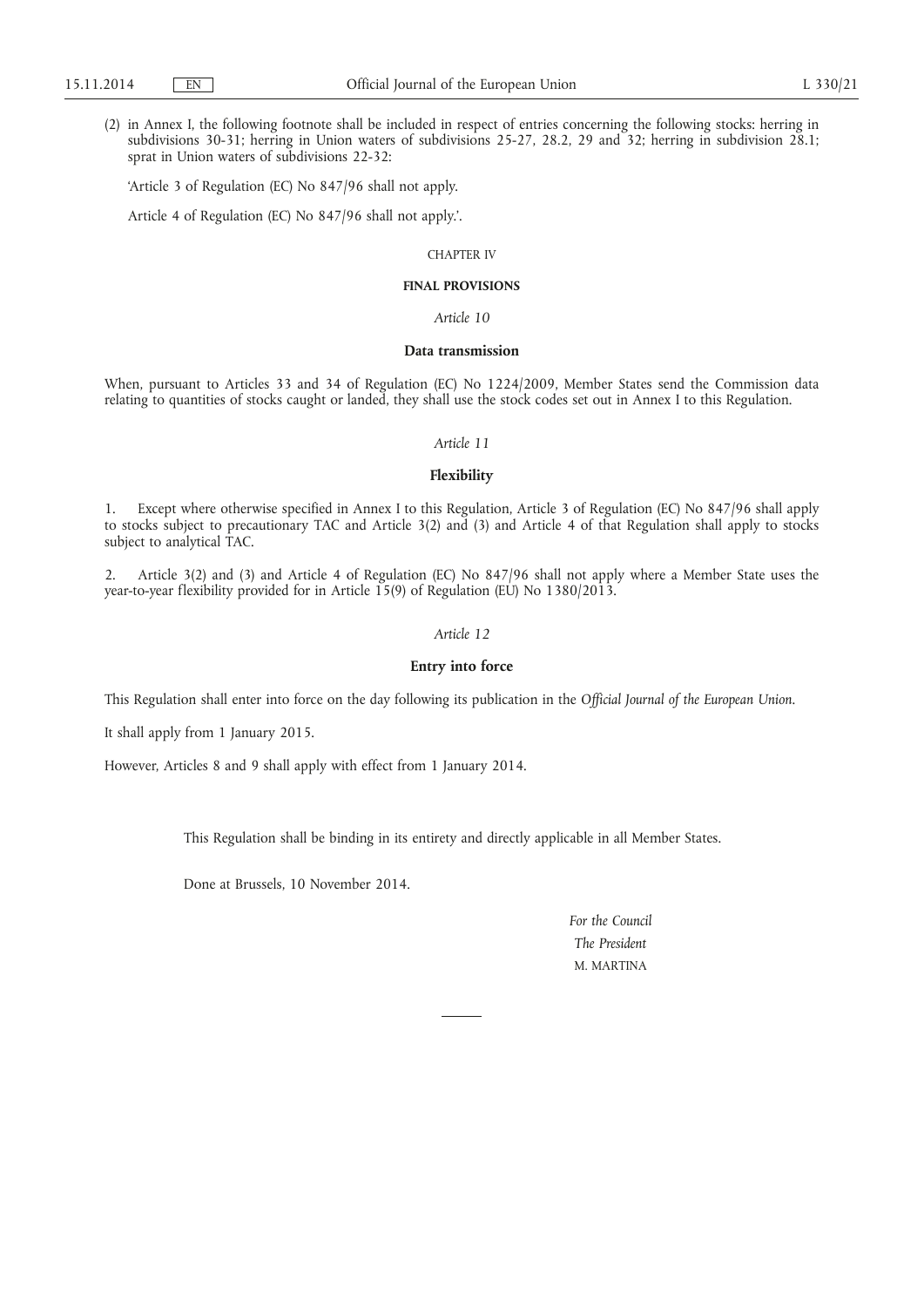(2) in Annex I, the following footnote shall be included in respect of entries concerning the following stocks: herring in subdivisions 30-31; herring in Union waters of subdivisions 25-27, 28.2, 29 and 32; herring in subdivision 28.1; sprat in Union waters of subdivisions 22-32:

'Article 3 of Regulation (EC) No 847/96 shall not apply.

Article 4 of Regulation (EC) No 847/96 shall not apply.'.

CHAPTER IV

**FINAL PROVISIONS**

*Article 10*

**Data transmission**

When, pursuant to Articles 33 and 34 of Regulation (EC) No 1224/2009, Member States send the Commission data relating to quantities of stocks caught or landed, they shall use the stock codes set out in Annex I to this Regulation.

*Article 11*

**Flexibility**

1. Except where otherwise specified in Annex I to this Regulation, Article 3 of Regulation (EC) No 847/96 shall apply to stocks subject to precautionary TAC and Article 3(2) and (3) and Article 4 of that Regulation shall apply to stocks subject to analytical TAC.

2. Article 3(2) and (3) and Article 4 of Regulation (EC) No 847/96 shall not apply where a Member State uses the year-to-year flexibility provided for in Article 15(9) of Regulation (EU) No 1380/2013.

*Article 12*

**Entry into force**

This Regulation shall enter into force on the day following its publication in the *Official Journal of the European Union*.

It shall apply from 1 January 2015.

However, Articles 8 and 9 shall apply with effect from 1 January 2014.

This Regulation shall be binding in its entirety and directly applicable in all Member States.

Done at Brussels, 10 November 2014.

*For the Council*

*The President*

M. MARTINA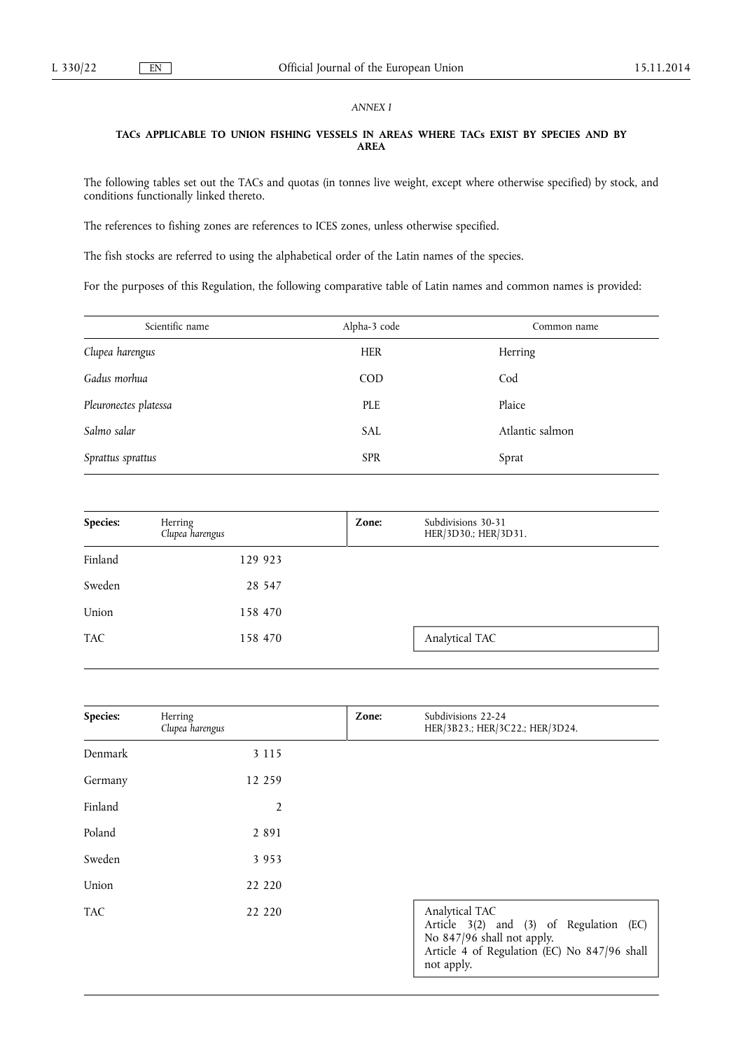*ANNEX I*

**TACs APPLICABLE TO UNION FISHING VESSELS IN AREAS WHERE TACs EXIST BY SPECIES AND BY AREA**

The following tables set out the TACs and quotas (in tonnes live weight, except where otherwise specified) by stock, and conditions functionally linked thereto.

The references to fishing zones are references to ICES zones, unless otherwise specified.

The fish stocks are referred to using the alphabetical order of the Latin names of the species.

For the purposes of this Regulation, the following comparative table of Latin names and common names is provided:

| Scientific name | Alpha-3 code | Common name |
|---|---|---|
| *Clupea harengus* | HER | Herring |
| *Gadus morhua* | COD | Cod |
| *Pleuronectes platessa* | PLE | Plaice |
| *Salmo salar* | SAL | Atlantic salmon |
| *Sprattus sprattus* | SPR | Sprat |

| **Species:** | Herring *Clupea harengus* | **Zone:** | Subdivisions 30-31 HER/3D30.; HER/3D31. |
|---|---|---|---|
| Finland | 129 923 | | |
| Sweden | 28 547 | | |
| Union | 158 470 | | |
| TAC | 158 470 | | Analytical TAC |

| **Species:** | Herring *Clupea harengus* | **Zone:** | Subdivisions 22-24 HER/3B23.; HER/3C22.; HER/3D24. |
|---|---|---|---|
| Denmark | 3 115 | | |
| Germany | 12 259 | | |
| Finland | 2 | | |
| Poland | 2 891 | | |
| Sweden | 3 953 | | |
| Union | 22 220 | | |
| TAC | 22 220 | | Analytical TAC<br>Article 3(2) and (3) of Regulation (EC) No 847/96 shall not apply.<br>Article 4 of Regulation (EC) No 847/96 shall not apply. |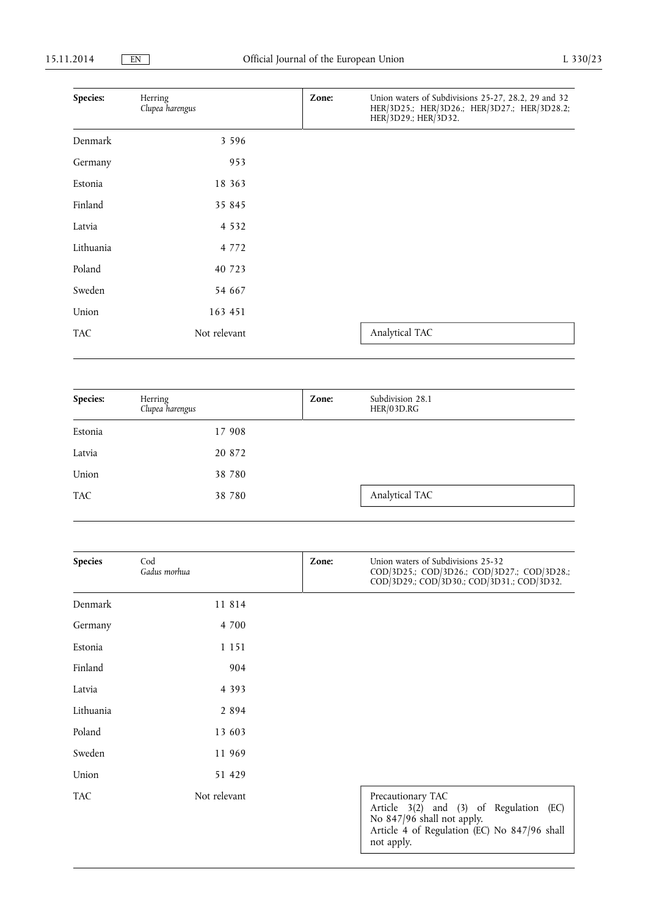| Species: | Herring *Clupea harengus* | Zone: | Union waters of Subdivisions 25-27, 28.2, 29 and 32 HER/3D25.; HER/3D26.; HER/3D27.; HER/3D28.2; HER/3D29.; HER/3D32. |
|---|---|---|---|
| Denmark | 3 596 | | |
| Germany | 953 | | |
| Estonia | 18 363 | | |
| Finland | 35 845 | | |
| Latvia | 4 532 | | |
| Lithuania | 4 772 | | |
| Poland | 40 723 | | |
| Sweden | 54 667 | | |
| Union | 163 451 | | |
| TAC | Not relevant | | Analytical TAC |

| Species: | Herring *Clupea harengus* | Zone: | Subdivision 28.1 HER/03D.RG |
|---|---|---|---|
| Estonia | 17 908 | | |
| Latvia | 20 872 | | |
| Union | 38 780 | | |
| TAC | 38 780 | | Analytical TAC |

| Species | Cod *Gadus morhua* | Zone: | Union waters of Subdivisions 25-32 COD/3D25.; COD/3D26.; COD/3D27.; COD/3D28.; COD/3D29.; COD/3D30.; COD/3D31.; COD/3D32. |
|---|---|---|---|
| Denmark | 11 814 | | |
| Germany | 4 700 | | |
| Estonia | 1 151 | | |
| Finland | 904 | | |
| Latvia | 4 393 | | |
| Lithuania | 2 894 | | |
| Poland | 13 603 | | |
| Sweden | 11 969 | | |
| Union | 51 429 | | |
| TAC | Not relevant | | Precautionary TAC Article 3(2) and (3) of Regulation (EC) No 847/96 shall not apply. Article 4 of Regulation (EC) No 847/96 shall not apply. |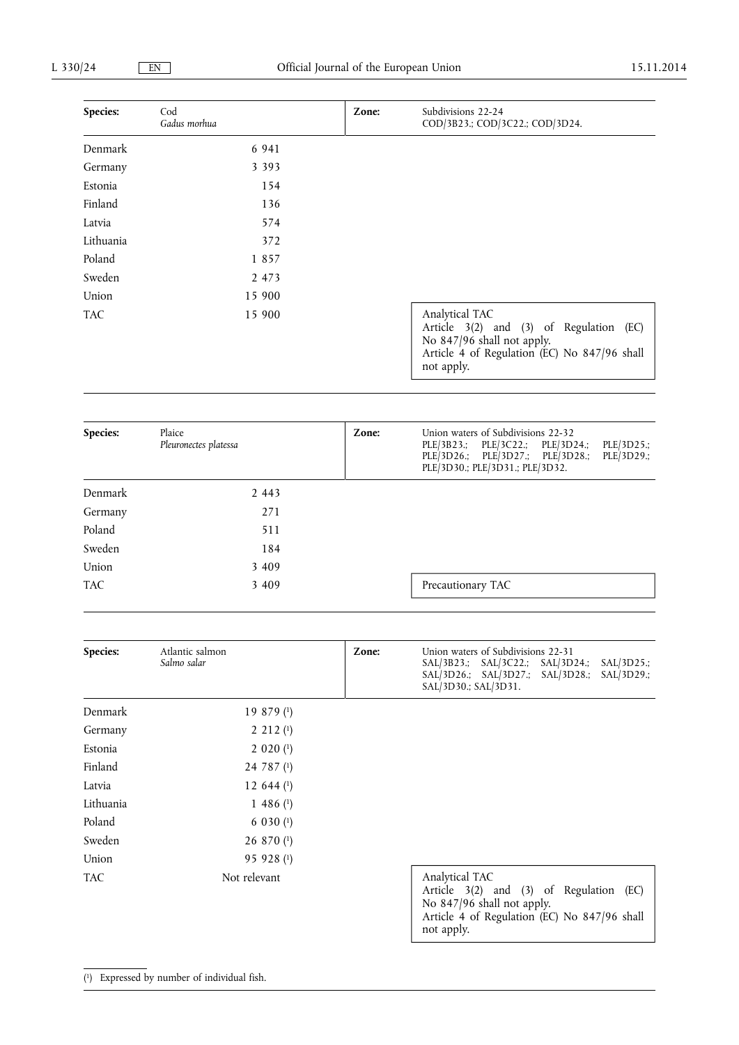| Species: | Cod *Gadus morhua* | Zone: | Subdivisions 22-24 COD/3B23.; COD/3C22.; COD/3D24. |
|---|---|---|---|
| Denmark | 6 941 | | |
| Germany | 3 393 | | |
| Estonia | 154 | | |
| Finland | 136 | | |
| Latvia | 574 | | |
| Lithuania | 372 | | |
| Poland | 1 857 | | |
| Sweden | 2 473 | | |
| Union | 15 900 | | |
| TAC | 15 900 | | Analytical TAC Article 3(2) and (3) of Regulation (EC) No 847/96 shall not apply. Article 4 of Regulation (EC) No 847/96 shall not apply. |

| Species: | Plaice *Pleuronectes platessa* | Zone: | Union waters of Subdivisions 22-32 PLE/3B23.; PLE/3C22.; PLE/3D24.; PLE/3D25.; PLE/3D26.; PLE/3D27.; PLE/3D28.; PLE/3D29.; PLE/3D30.; PLE/3D31.; PLE/3D32. |
|---|---|---|---|
| Denmark | 2 443 | | |
| Germany | 271 | | |
| Poland | 511 | | |
| Sweden | 184 | | |
| Union | 3 409 | | |
| TAC | 3 409 | | Precautionary TAC |

| Species: | Atlantic salmon *Salmo salar* | Zone: | Union waters of Subdivisions 22-31 SAL/3B23.; SAL/3C22.; SAL/3D24.; SAL/3D25.; SAL/3D26.; SAL/3D27.; SAL/3D28.; SAL/3D29.; SAL/3D30.; SAL/3D31. |
|---|---|---|---|
| Denmark | 19 879 (1) | | |
| Germany | 2 212 (1) | | |
| Estonia | 2 020 (1) | | |
| Finland | 24 787 (1) | | |
| Latvia | 12 644 (1) | | |
| Lithuania | 1 486 (1) | | |
| Poland | 6 030 (1) | | |
| Sweden | 26 870 (1) | | |
| Union | 95 928 (1) | | |
| TAC | Not relevant | | Analytical TAC Article 3(2) and (3) of Regulation (EC) No 847/96 shall not apply. Article 4 of Regulation (EC) No 847/96 shall not apply. |

(1) Expressed by number of individual fish.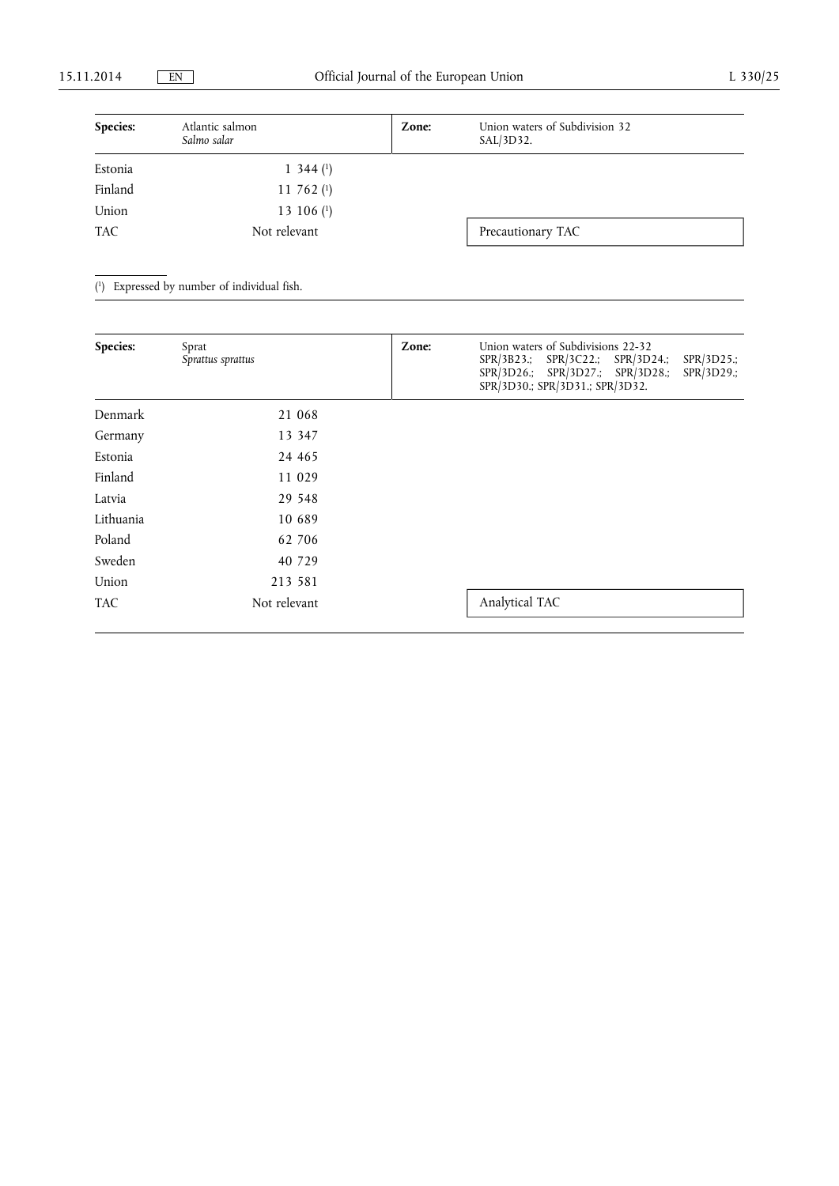| **Species:** | Atlantic salmon *Salmo salar* | **Zone:** | Union waters of Subdivision 32 SAL/3D32. |
|---|---|---|---|
| Estonia | 1 344 [1] | | |
| Finland | 11 762 [1] | | |
| Union | 13 106 [1] | | |
| TAC | Not relevant | | Precautionary TAC |

[1] Expressed by number of individual fish.

| **Species:** | Sprat *Sprattus sprattus* | **Zone:** | Union waters of Subdivisions 22-32 SPR/3B23.; SPR/3C22.; SPR/3D24.; SPR/3D25.; SPR/3D26.; SPR/3D27.; SPR/3D28.; SPR/3D29.; SPR/3D30.; SPR/3D31.; SPR/3D32. |
|---|---|---|---|
| Denmark | 21 068 | | |
| Germany | 13 347 | | |
| Estonia | 24 465 | | |
| Finland | 11 029 | | |
| Latvia | 29 548 | | |
| Lithuania | 10 689 | | |
| Poland | 62 706 | | |
| Sweden | 40 729 | | |
| Union | 213 581 | | |
| TAC | Not relevant | | Analytical TAC |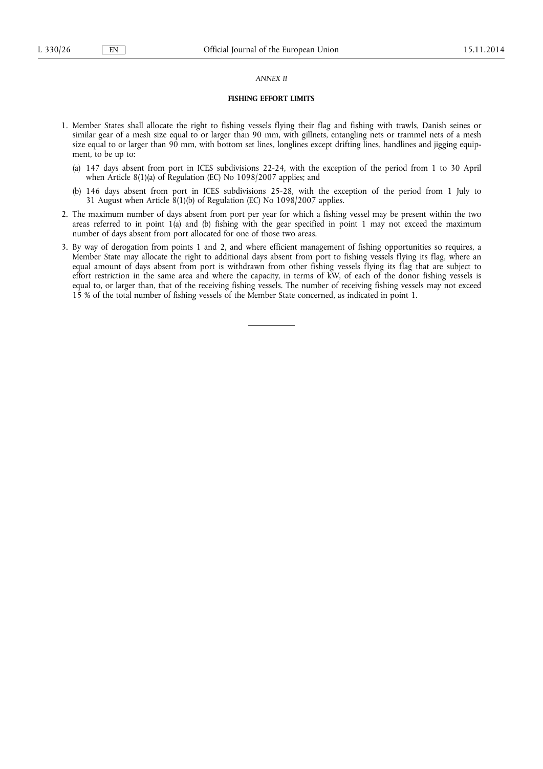*ANNEX II*

**FISHING EFFORT LIMITS**

1. Member States shall allocate the right to fishing vessels flying their flag and fishing with trawls, Danish seines or similar gear of a mesh size equal to or larger than 90 mm, with gillnets, entangling nets or trammel nets of a mesh size equal to or larger than 90 mm, with bottom set lines, longlines except drifting lines, handlines and jigging equipment, to be up to:

   (a) 147 days absent from port in ICES subdivisions 22-24, with the exception of the period from 1 to 30 April when Article 8(1)(a) of Regulation (EC) No 1098/2007 applies; and

   (b) 146 days absent from port in ICES subdivisions 25-28, with the exception of the period from 1 July to 31 August when Article 8(1)(b) of Regulation (EC) No 1098/2007 applies.

2. The maximum number of days absent from port per year for which a fishing vessel may be present within the two areas referred to in point 1(a) and (b) fishing with the gear specified in point 1 may not exceed the maximum number of days absent from port allocated for one of those two areas.

3. By way of derogation from points 1 and 2, and where efficient management of fishing opportunities so requires, a Member State may allocate the right to additional days absent from port to fishing vessels flying its flag, where an equal amount of days absent from port is withdrawn from other fishing vessels flying its flag that are subject to effort restriction in the same area and where the capacity, in terms of kW, of each of the donor fishing vessels is equal to, or larger than, that of the receiving fishing vessels. The number of receiving fishing vessels may not exceed 15 % of the total number of fishing vessels of the Member State concerned, as indicated in point 1.